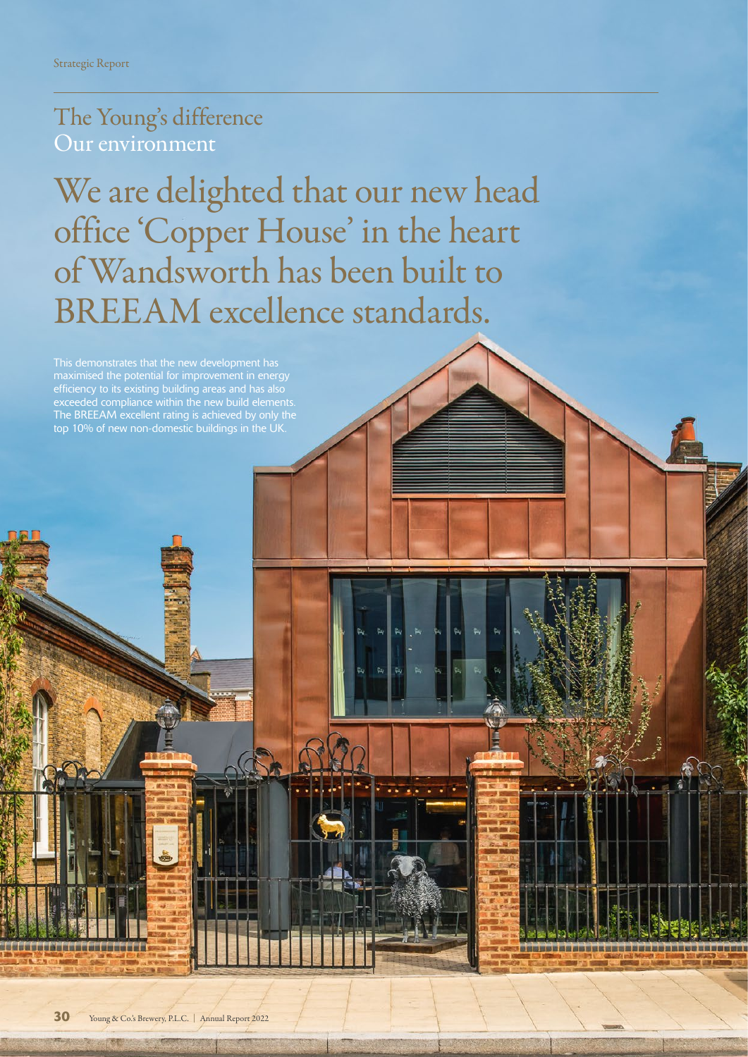## The Young's difference
## Our environment

# We are delighted that our new head office 'Copper House' in the heart of Wandsworth has been built to BREEAM excellence standards.

This demonstrates that the new development has maximised the potential for improvement in energy efficiency to its existing building areas and has also exceeded compliance within the new build elements. The BREEAM excellent rating is achieved by only the top 10% of new non-domestic buildings in the UK.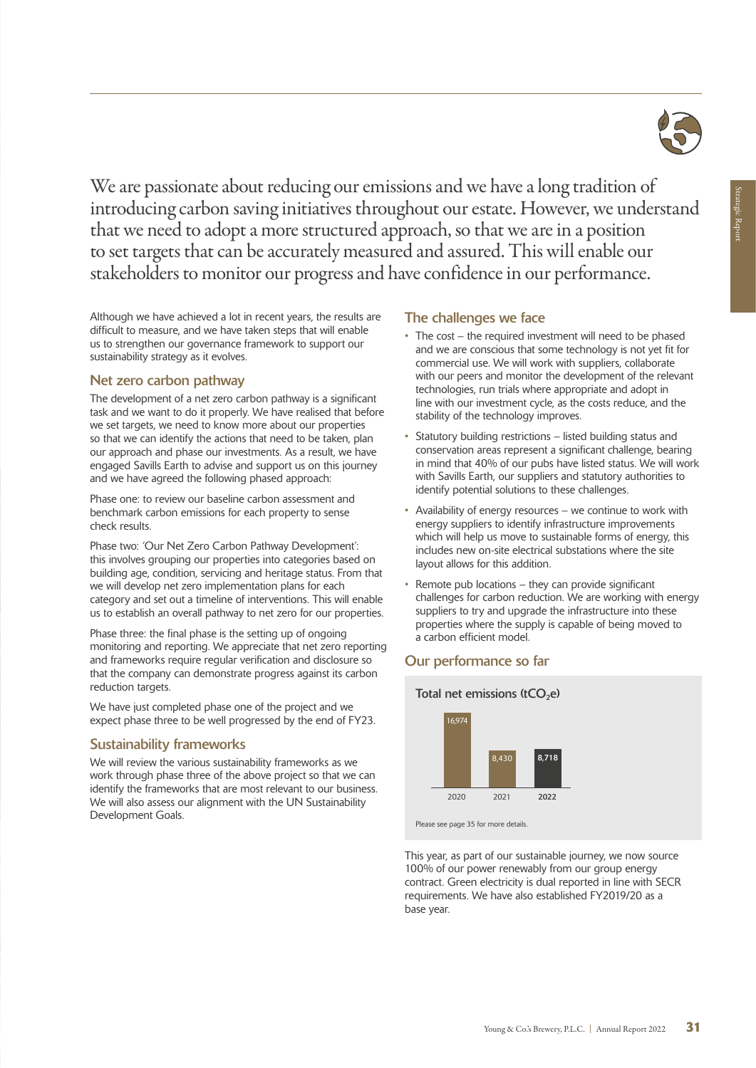We are passionate about reducing our emissions and we have a long tradition of introducing carbon saving initiatives throughout our estate. However, we understand that we need to adopt a more structured approach, so that we are in a position to set targets that can be accurately measured and assured. This will enable our stakeholders to monitor our progress and have confidence in our performance.

Although we have achieved a lot in recent years, the results are difficult to measure, and we have taken steps that will enable us to strengthen our governance framework to support our sustainability strategy as it evolves.

## Net zero carbon pathway

The development of a net zero carbon pathway is a significant task and we want to do it properly. We have realised that before we set targets, we need to know more about our properties so that we can identify the actions that need to be taken, plan our approach and phase our investments. As a result, we have engaged Savills Earth to advise and support us on this journey and we have agreed the following phased approach:

Phase one: to review our baseline carbon assessment and benchmark carbon emissions for each property to sense check results.

Phase two: 'Our Net Zero Carbon Pathway Development': this involves grouping our properties into categories based on building age, condition, servicing and heritage status. From that we will develop net zero implementation plans for each category and set out a timeline of interventions. This will enable us to establish an overall pathway to net zero for our properties.

Phase three: the final phase is the setting up of ongoing monitoring and reporting. We appreciate that net zero reporting and frameworks require regular verification and disclosure so that the company can demonstrate progress against its carbon reduction targets.

We have just completed phase one of the project and we expect phase three to be well progressed by the end of FY23.

## Sustainability frameworks

We will review the various sustainability frameworks as we work through phase three of the above project so that we can identify the frameworks that are most relevant to our business. We will also assess our alignment with the UN Sustainability Development Goals.

## The challenges we face

- The cost – the required investment will need to be phased and we are conscious that some technology is not yet fit for commercial use. We will work with suppliers, collaborate with our peers and monitor the development of the relevant technologies, run trials where appropriate and adopt in line with our investment cycle, as the costs reduce, and the stability of the technology improves.
- Statutory building restrictions – listed building status and conservation areas represent a significant challenge, bearing in mind that 40% of our pubs have listed status. We will work with Savills Earth, our suppliers and statutory authorities to identify potential solutions to these challenges.
- Availability of energy resources – we continue to work with energy suppliers to identify infrastructure improvements which will help us move to sustainable forms of energy, this includes new on-site electrical substations where the site layout allows for this addition.
- Remote pub locations – they can provide significant challenges for carbon reduction. We are working with energy suppliers to try and upgrade the infrastructure into these properties where the supply is capable of being moved to a carbon efficient model.

## Our performance so far

**Total net emissions ($tCO_2e$)**

| Year | Total net emissions ($tCO_2e$) |
|---|---|
| 2020 | 16,974 |
| 2021 | 8,430 |
| **2022** | **8,718** |

Please see page 35 for more details.

This year, as part of our sustainable journey, we now source 100% of our power renewably from our group energy contract. Green electricity is dual reported in line with SECR requirements. We have also established FY2019/20 as a base year.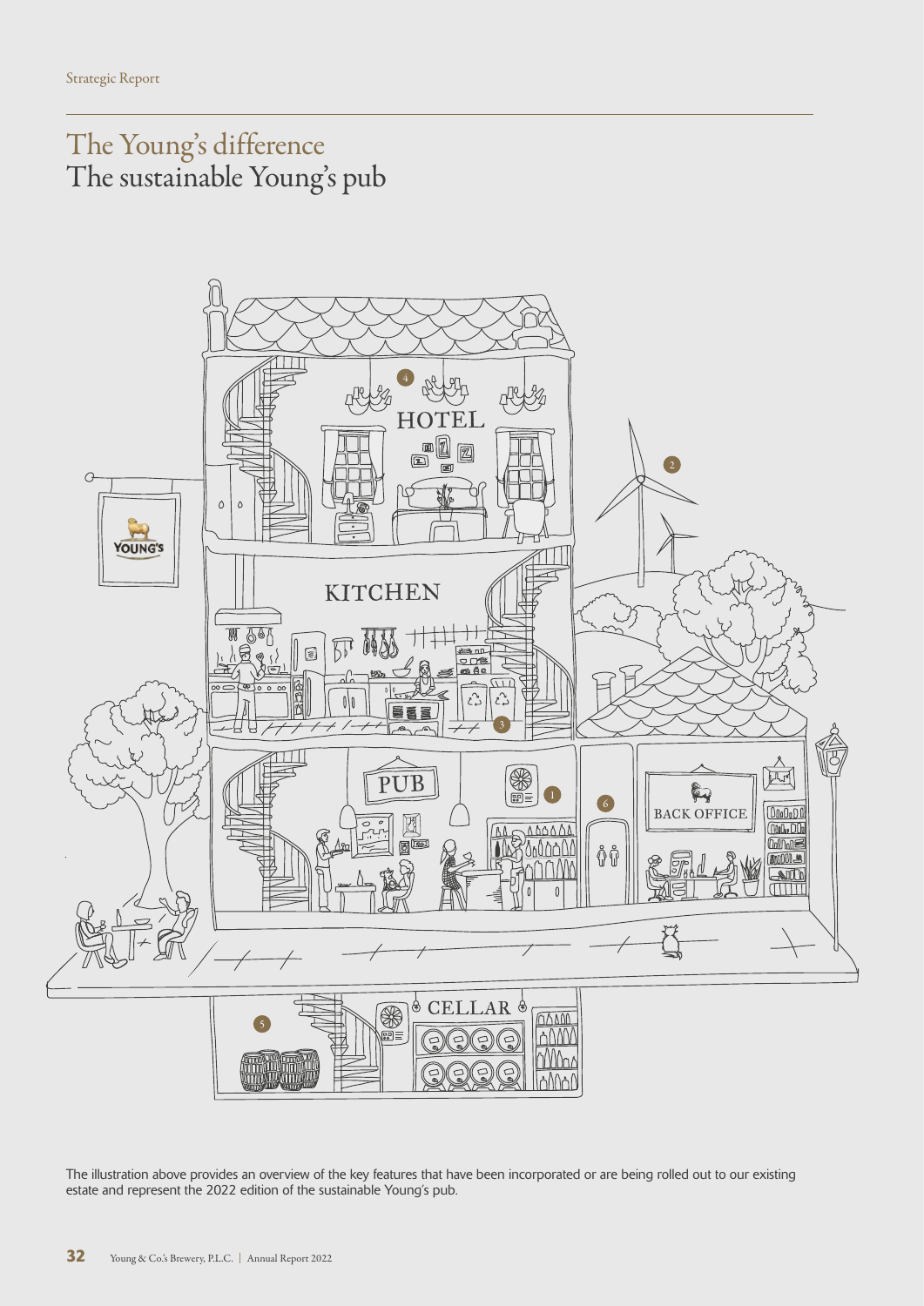# The Young's difference
## The sustainable Young's pub

The illustration above provides an overview of the key features that have been incorporated or are being rolled out to our existing estate and represent the 2022 edition of the sustainable Young's pub.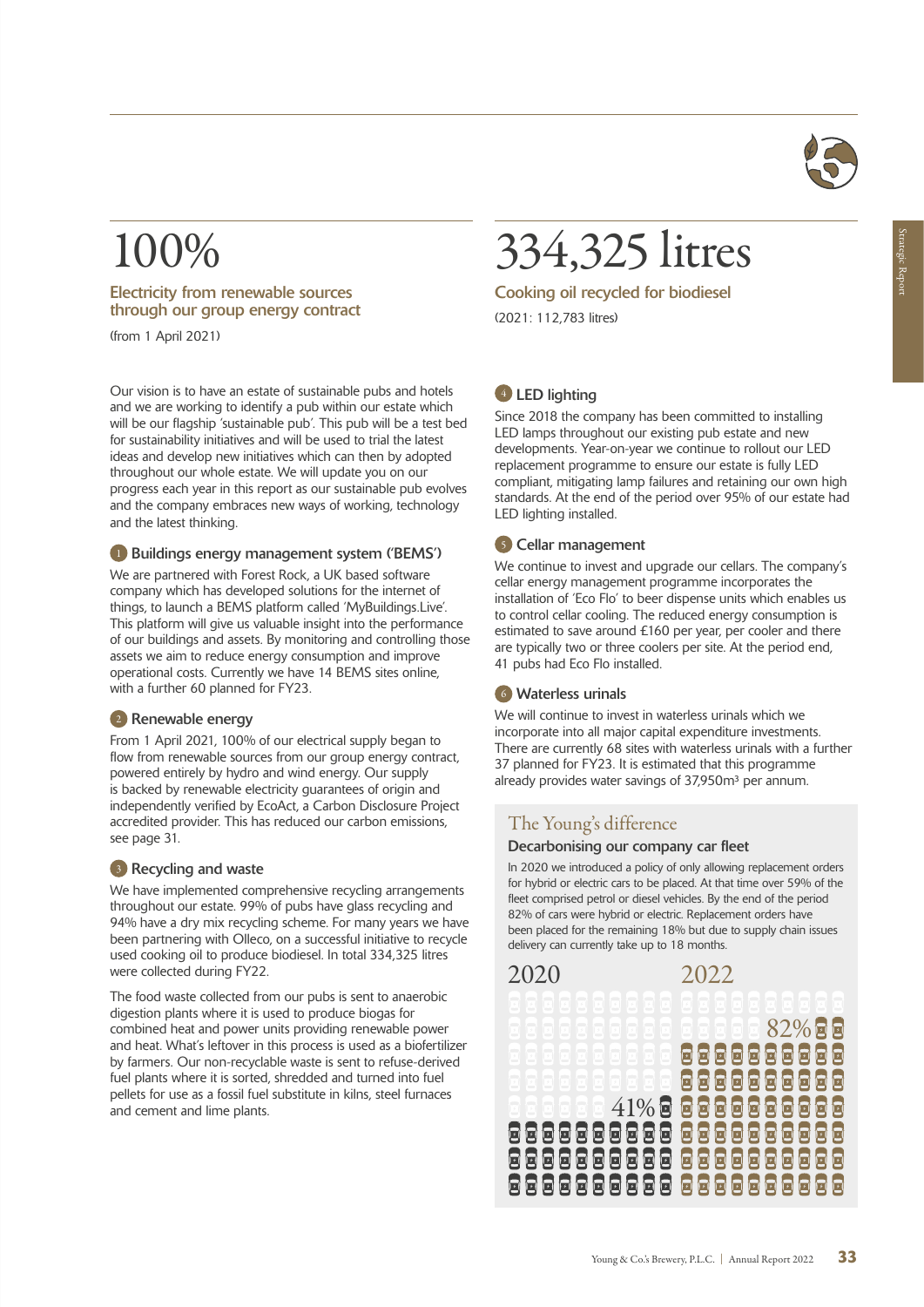# 100%

## Electricity from renewable sources through our group energy contract

(from 1 April 2021)

Our vision is to have an estate of sustainable pubs and hotels and we are working to identify a pub within our estate which will be our flagship 'sustainable pub'. This pub will be a test bed for sustainability initiatives and will be used to trial the latest ideas and develop new initiatives which can then by adopted throughout our whole estate. We will update you on our progress each year in this report as our sustainable pub evolves and the company embraces new ways of working, technology and the latest thinking.

### 1 Buildings energy management system ('BEMS')

We are partnered with Forest Rock, a UK based software company which has developed solutions for the internet of things, to launch a BEMS platform called 'MyBuildings.Live'. This platform will give us valuable insight into the performance of our buildings and assets. By monitoring and controlling those assets we aim to reduce energy consumption and improve operational costs. Currently we have 14 BEMS sites online, with a further 60 planned for FY23.

### 2 Renewable energy

From 1 April 2021, 100% of our electrical supply began to flow from renewable sources from our group energy contract, powered entirely by hydro and wind energy. Our supply is backed by renewable electricity guarantees of origin and independently verified by EcoAct, a Carbon Disclosure Project accredited provider. This has reduced our carbon emissions, see page 31.

### 3 Recycling and waste

We have implemented comprehensive recycling arrangements throughout our estate. 99% of pubs have glass recycling and 94% have a dry mix recycling scheme. For many years we have been partnering with Olleco, on a successful initiative to recycle used cooking oil to produce biodiesel. In total 334,325 litres were collected during FY22.

The food waste collected from our pubs is sent to anaerobic digestion plants where it is used to produce biogas for combined heat and power units providing renewable power and heat. What's leftover in this process is used as a biofertilizer by farmers. Our non-recyclable waste is sent to refuse-derived fuel plants where it is sorted, shredded and turned into fuel pellets for use as a fossil fuel substitute in kilns, steel furnaces and cement and lime plants.

# 334,325 litres

## Cooking oil recycled for biodiesel

(2021: 112,783 litres)

### 4 LED lighting

Since 2018 the company has been committed to installing LED lamps throughout our existing pub estate and new developments. Year-on-year we continue to rollout our LED replacement programme to ensure our estate is fully LED compliant, mitigating lamp failures and retaining our own high standards. At the end of the period over 95% of our estate had LED lighting installed.

### 5 Cellar management

We continue to invest and upgrade our cellars. The company's cellar energy management programme incorporates the installation of 'Eco Flo' to beer dispense units which enables us to control cellar cooling. The reduced energy consumption is estimated to save around £160 per year, per cooler and there are typically two or three coolers per site. At the period end, 41 pubs had Eco Flo installed.

### 6 Waterless urinals

We will continue to invest in waterless urinals which we incorporate into all major capital expenditure investments. There are currently 68 sites with waterless urinals with a further 37 planned for FY23. It is estimated that this programme already provides water savings of 37,950m³ per annum.

## The Young's difference

### Decarbonising our company car fleet

In 2020 we introduced a policy of only allowing replacement orders for hybrid or electric cars to be placed. At that time over 59% of the fleet comprised petrol or diesel vehicles. By the end of the period 82% of cars were hybrid or electric. Replacement orders have been placed for the remaining 18% but due to supply chain issues delivery can currently take up to 18 months.

2020 — 41%

2022 — 82%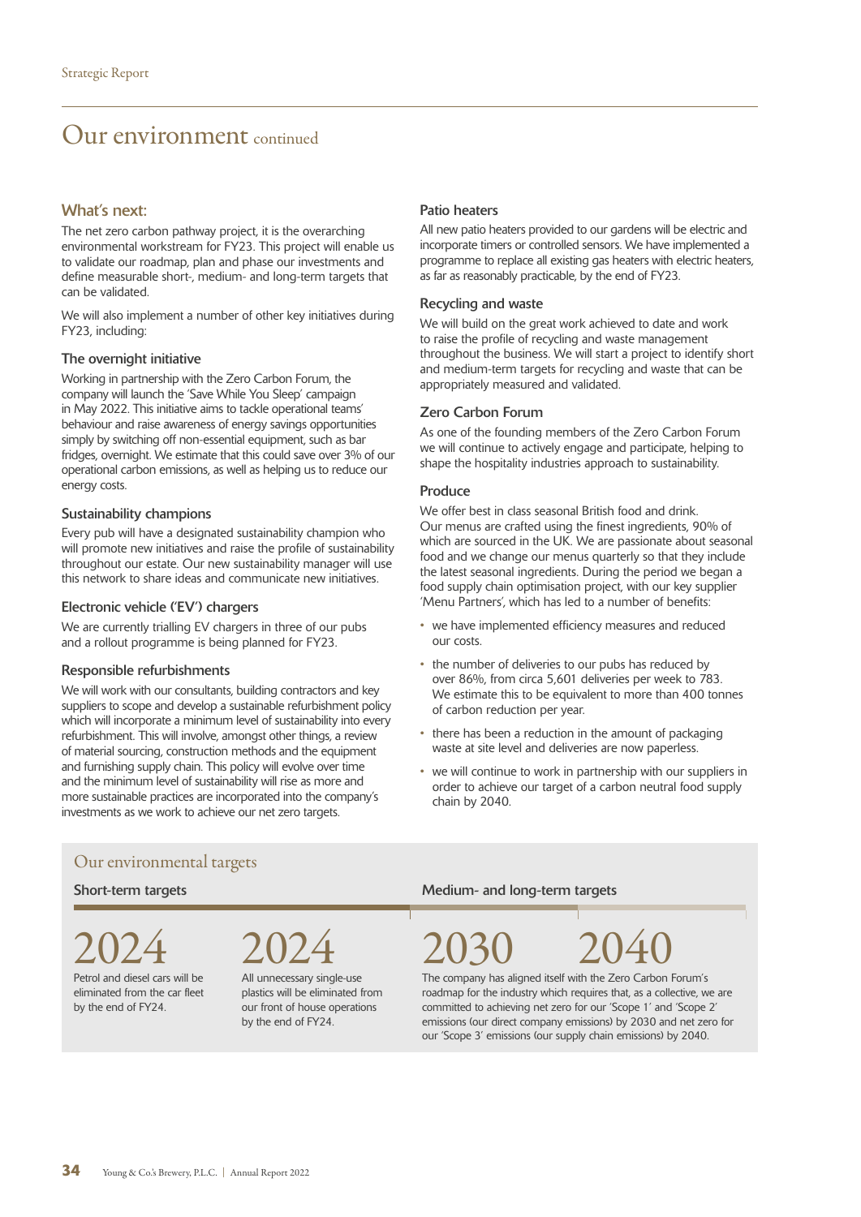# Our environment continued

## What's next:

The net zero carbon pathway project, it is the overarching environmental workstream for FY23. This project will enable us to validate our roadmap, plan and phase our investments and define measurable short-, medium- and long-term targets that can be validated.

We will also implement a number of other key initiatives during FY23, including:

### The overnight initiative

Working in partnership with the Zero Carbon Forum, the company will launch the 'Save While You Sleep' campaign in May 2022. This initiative aims to tackle operational teams' behaviour and raise awareness of energy savings opportunities simply by switching off non-essential equipment, such as bar fridges, overnight. We estimate that this could save over 3% of our operational carbon emissions, as well as helping us to reduce our energy costs.

### Sustainability champions

Every pub will have a designated sustainability champion who will promote new initiatives and raise the profile of sustainability throughout our estate. Our new sustainability manager will use this network to share ideas and communicate new initiatives.

### Electronic vehicle ('EV') chargers

We are currently trialling EV chargers in three of our pubs and a rollout programme is being planned for FY23.

### Responsible refurbishments

We will work with our consultants, building contractors and key suppliers to scope and develop a sustainable refurbishment policy which will incorporate a minimum level of sustainability into every refurbishment. This will involve, amongst other things, a review of material sourcing, construction methods and the equipment and furnishing supply chain. This policy will evolve over time and the minimum level of sustainability will rise as more and more sustainable practices are incorporated into the company's investments as we work to achieve our net zero targets.

### Patio heaters

All new patio heaters provided to our gardens will be electric and incorporate timers or controlled sensors. We have implemented a programme to replace all existing gas heaters with electric heaters, as far as reasonably practicable, by the end of FY23.

### Recycling and waste

We will build on the great work achieved to date and work to raise the profile of recycling and waste management throughout the business. We will start a project to identify short and medium-term targets for recycling and waste that can be appropriately measured and validated.

### Zero Carbon Forum

As one of the founding members of the Zero Carbon Forum we will continue to actively engage and participate, helping to shape the hospitality industries approach to sustainability.

### Produce

We offer best in class seasonal British food and drink. Our menus are crafted using the finest ingredients, 90% of which are sourced in the UK. We are passionate about seasonal food and we change our menus quarterly so that they include the latest seasonal ingredients. During the period we began a food supply chain optimisation project, with our key supplier 'Menu Partners', which has led to a number of benefits:

- we have implemented efficiency measures and reduced our costs.
- the number of deliveries to our pubs has reduced by over 86%, from circa 5,601 deliveries per week to 783. We estimate this to be equivalent to more than 400 tonnes of carbon reduction per year.
- there has been a reduction in the amount of packaging waste at site level and deliveries are now paperless.
- we will continue to work in partnership with our suppliers in order to achieve our target of a carbon neutral food supply chain by 2040.

## Our environmental targets

### Short-term targets

**2024**

Petrol and diesel cars will be eliminated from the car fleet by the end of FY24.

**2024**

All unnecessary single-use plastics will be eliminated from our front of house operations by the end of FY24.

### Medium- and long-term targets

**2030 2040**

The company has aligned itself with the Zero Carbon Forum's roadmap for the industry which requires that, as a collective, we are committed to achieving net zero for our 'Scope 1' and 'Scope 2' emissions (our direct company emissions) by 2030 and net zero for our 'Scope 3' emissions (our supply chain emissions) by 2040.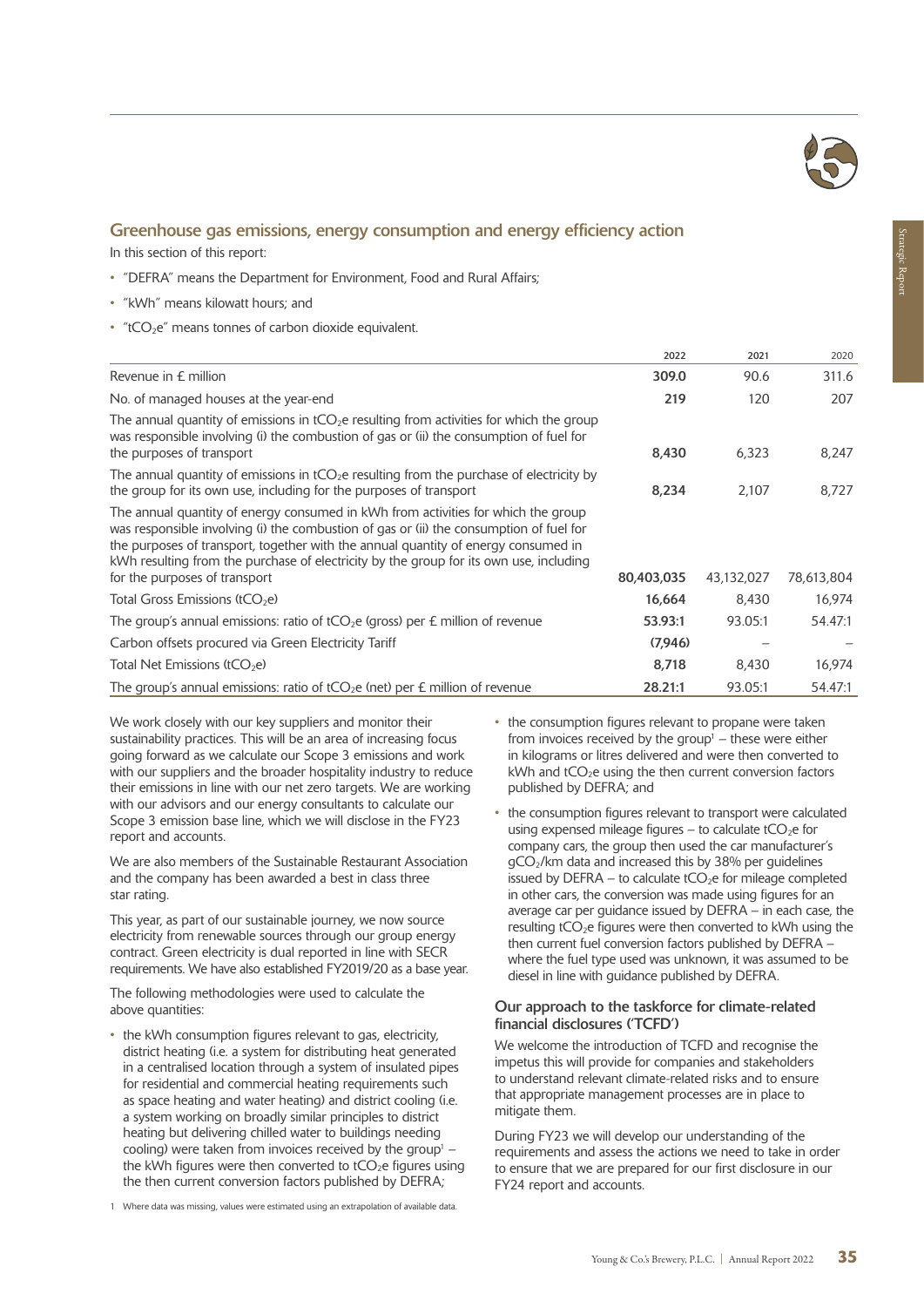## Greenhouse gas emissions, energy consumption and energy efficiency action

In this section of this report:

- "DEFRA" means the Department for Environment, Food and Rural Affairs;
- "kWh" means kilowatt hours; and
- "$tCO_2e$" means tonnes of carbon dioxide equivalent.

| | 2022 | 2021 | 2020 |
|---|---|---|---|
| Revenue in £ million | **309.0** | 90.6 | 311.6 |
| No. of managed houses at the year-end | **219** | 120 | 207 |
| The annual quantity of emissions in $tCO_2e$ resulting from activities for which the group was responsible involving (i) the combustion of gas or (ii) the consumption of fuel for the purposes of transport | **8,430** | 6,323 | 8,247 |
| The annual quantity of emissions in $tCO_2e$ resulting from the purchase of electricity by the group for its own use, including for the purposes of transport | **8,234** | 2,107 | 8,727 |
| The annual quantity of energy consumed in kWh from activities for which the group was responsible involving (i) the combustion of gas or (ii) the consumption of fuel for the purposes of transport, together with the annual quantity of energy consumed in kWh resulting from the purchase of electricity by the group for its own use, including for the purposes of transport | **80,403,035** | 43,132,027 | 78,613,804 |
| Total Gross Emissions ($tCO_2e$) | **16,664** | 8,430 | 16,974 |
| The group's annual emissions: ratio of $tCO_2e$ (gross) per £ million of revenue | **53.93:1** | 93.05:1 | 54.47:1 |
| Carbon offsets procured via Green Electricity Tariff | **(7,946)** | – | – |
| Total Net Emissions ($tCO_2e$) | **8,718** | 8,430 | 16,974 |
| The group's annual emissions: ratio of $tCO_2e$ (net) per £ million of revenue | **28.21:1** | 93.05:1 | 54.47:1 |

We work closely with our key suppliers and monitor their sustainability practices. This will be an area of increasing focus going forward as we calculate our Scope 3 emissions and work with our suppliers and the broader hospitality industry to reduce their emissions in line with our net zero targets. We are working with our advisors and our energy consultants to calculate our Scope 3 emission base line, which we will disclose in the FY23 report and accounts.

We are also members of the Sustainable Restaurant Association and the company has been awarded a best in class three star rating.

This year, as part of our sustainable journey, we now source electricity from renewable sources through our group energy contract. Green electricity is dual reported in line with SECR requirements. We have also established FY2019/20 as a base year.

The following methodologies were used to calculate the above quantities:

- the kWh consumption figures relevant to gas, electricity, district heating (i.e. a system for distributing heat generated in a centralised location through a system of insulated pipes for residential and commercial heating requirements such as space heating and water heating) and district cooling (i.e. a system working on broadly similar principles to district heating but delivering chilled water to buildings needing cooling) were taken from invoices received by the group[1] – the kWh figures were then converted to $tCO_2e$ figures using the then current conversion factors published by DEFRA;
- the consumption figures relevant to propane were taken from invoices received by the group[1] – these were either in kilograms or litres delivered and were then converted to kWh and $tCO_2e$ using the then current conversion factors published by DEFRA; and
- the consumption figures relevant to transport were calculated using expensed mileage figures – to calculate $tCO_2e$ for company cars, the group then used the car manufacturer's $gCO_2$/km data and increased this by 38% per guidelines issued by DEFRA – to calculate $tCO_2e$ for mileage completed in other cars, the conversion was made using figures for an average car per guidance issued by DEFRA – in each case, the resulting $tCO_2e$ figures were then converted to kWh using the then current fuel conversion factors published by DEFRA – where the fuel type used was unknown, it was assumed to be diesel in line with guidance published by DEFRA.

1 Where data was missing, values were estimated using an extrapolation of available data.

### Our approach to the taskforce for climate-related financial disclosures ('TCFD')

We welcome the introduction of TCFD and recognise the impetus this will provide for companies and stakeholders to understand relevant climate-related risks and to ensure that appropriate management processes are in place to mitigate them.

During FY23 we will develop our understanding of the requirements and assess the actions we need to take in order to ensure that we are prepared for our first disclosure in our FY24 report and accounts.